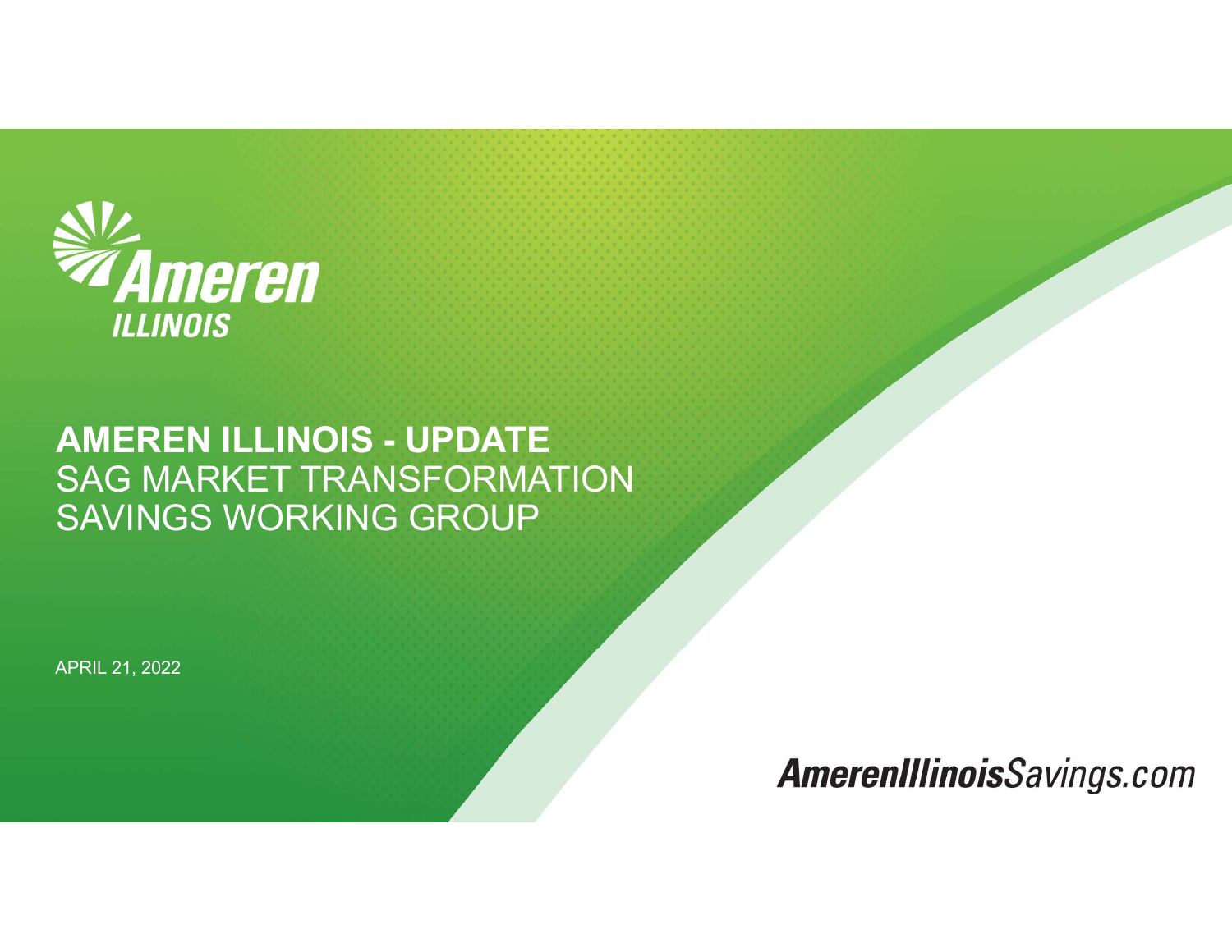Ameren ILLINOIS

# AMEREN ILLINOIS - UPDATE

## SAG MARKET TRANSFORMATION SAVINGS WORKING GROUP

APRIL 21, 2022

**AmerenIllinois**Savings.com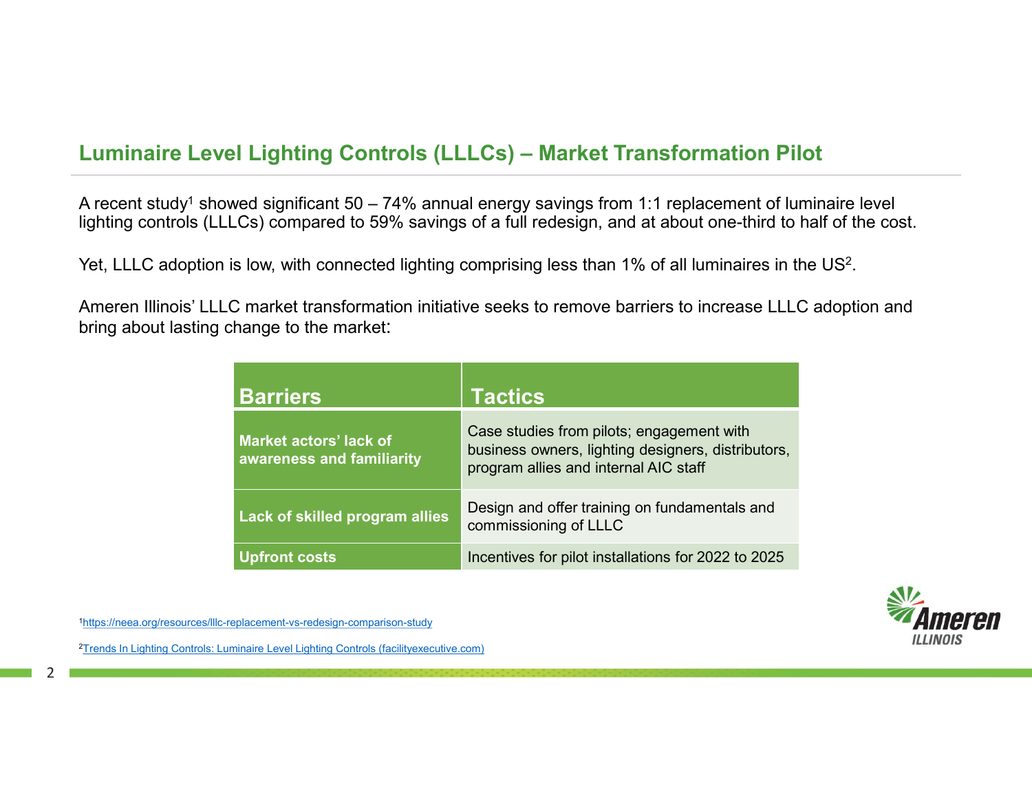## Luminaire Level Lighting Controls (LLLCs) – Market Transformation Pilot

A recent study[1] showed significant 50 – 74% annual energy savings from 1:1 replacement of luminaire level lighting controls (LLLCs) compared to 59% savings of a full redesign, and at about one-third to half of the cost.

Yet, LLLC adoption is low, with connected lighting comprising less than 1% of all luminaires in the US[2].

Ameren Illinois' LLLC market transformation initiative seeks to remove barriers to increase LLLC adoption and bring about lasting change to the market:

| Barriers | Tactics |
| --- | --- |
| **Market actors' lack of awareness and familiarity** | Case studies from pilots; engagement with business owners, lighting designers, distributors, program allies and internal AIC staff |
| **Lack of skilled program allies** | Design and offer training on fundamentals and commissioning of LLLC |
| **Upfront costs** | Incentives for pilot installations for 2022 to 2025 |

[1] https://neea.org/resources/lllc-replacement-vs-redesign-comparison-study

[2] Trends In Lighting Controls: Luminaire Level Lighting Controls (facilityexecutive.com)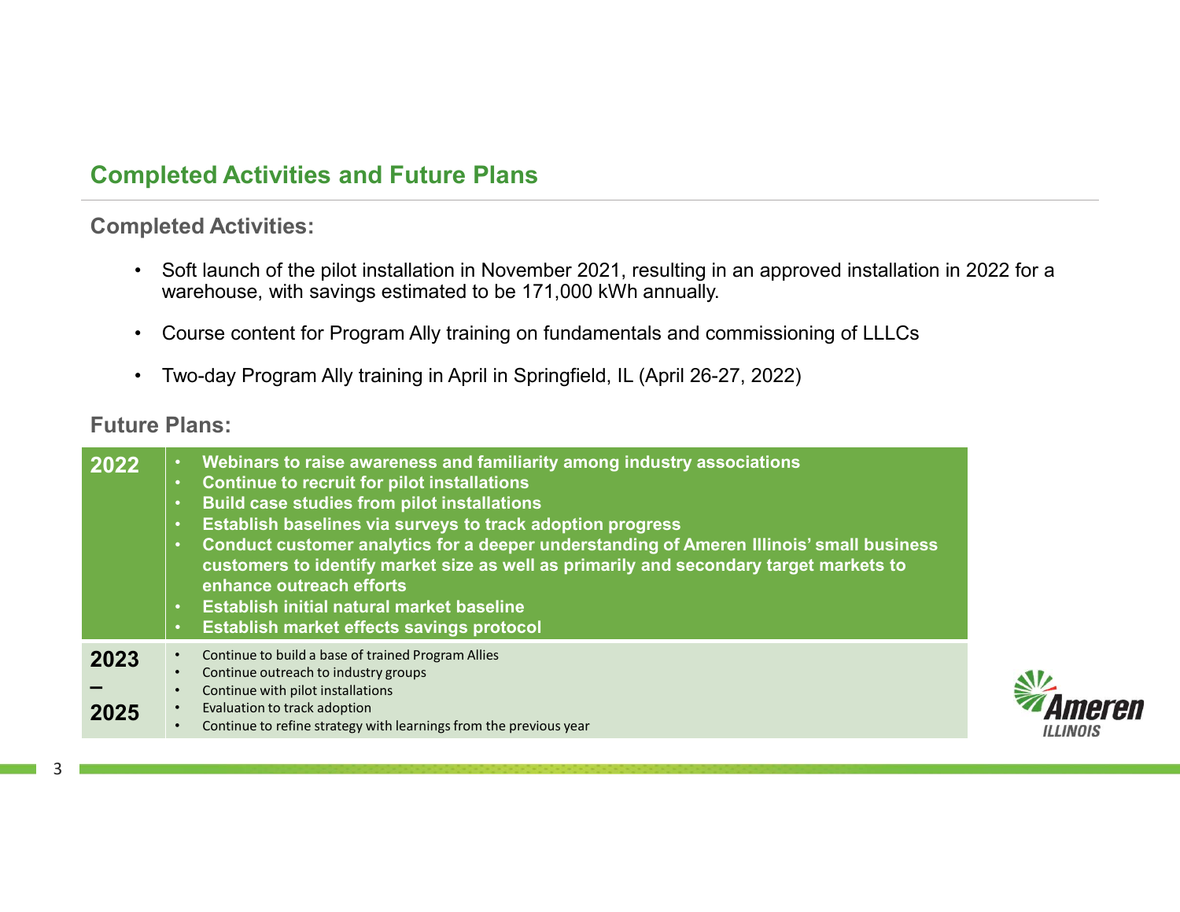## Completed Activities and Future Plans

### Completed Activities:

- Soft launch of the pilot installation in November 2021, resulting in an approved installation in 2022 for a warehouse, with savings estimated to be 171,000 kWh annually.
- Course content for Program Ally training on fundamentals and commissioning of LLLCs
- Two-day Program Ally training in April in Springfield, IL (April 26-27, 2022)

### Future Plans:

| Year | Plans |
| --- | --- |
| **2022** | • **Webinars to raise awareness and familiarity among industry associations**<br>• **Continue to recruit for pilot installations**<br>• **Build case studies from pilot installations**<br>• **Establish baselines via surveys to track adoption progress**<br>• **Conduct customer analytics for a deeper understanding of Ameren Illinois' small business customers to identify market size as well as primarily and secondary target markets to enhance outreach efforts**<br>• **Establish initial natural market baseline**<br>• **Establish market effects savings protocol** |
| **2023 – 2025** | • Continue to build a base of trained Program Allies<br>• Continue outreach to industry groups<br>• Continue with pilot installations<br>• Evaluation to track adoption<br>• Continue to refine strategy with learnings from the previous year |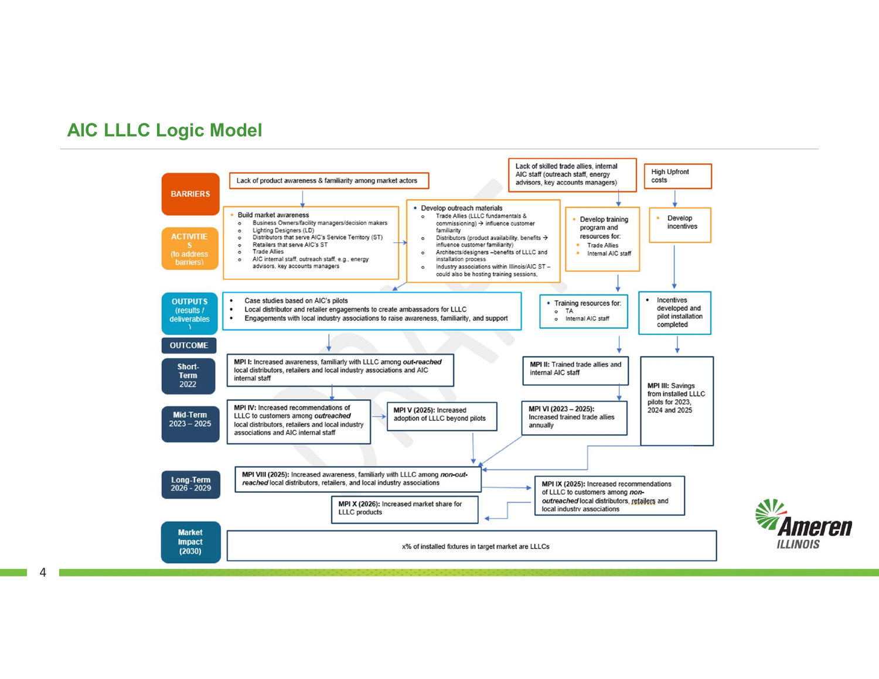## AIC LLLC Logic Model

### BARRIERS

- Lack of product awareness & familiarity among market actors
- Lack of skilled trade allies, internal AIC staff (outreach staff, energy advisors, key accounts managers)
- High Upfront costs

### ACTIVITIES (to address barriers)

- Build market awareness
  - Business Owners/facility managers/decision makers
  - Lighting Designers (LD)
  - Distributors that serve AIC's Service Territory (ST)
  - Retailers that serve AIC's ST
  - Trade Allies
  - AIC internal staff, outreach staff, e.g., energy advisors, key accounts managers
- Develop outreach materials
  - Trade Allies (LLLC fundamentals & commissioning) → influence customer familiarity
  - Distributors (product availability, benefits → influence customer familiarity)
  - Architects/designers –benefits of LLLC and installation process
  - Industry associations within Illinois/AIC ST – could also be hosting training sessions,
- Develop training program and resources for:
  - Trade Allies
  - Internal AIC staff
- Develop incentives

### OUTPUTS (results / deliverables)

- Case studies based on AIC's pilots
- Local distributor and retailer engagements to create ambassadors for LLLC
- Engagements with local industry associations to raise awareness, familiarity, and support
- Training resources for:
  - TA
  - Internal AIC staff
- Incentives developed and pilot installation completed

### OUTCOME

**Short-Term 2022**

- **MPI I:** Increased awareness, familiarly with LLLC among ***out-reached*** local distributors, retailers and local industry associations and AIC internal staff
- **MPI II:** Trained trade allies and internal AIC staff
- **MPI III:** Savings from installed LLLC pilots for 2023, 2024 and 2025

**Mid-Term 2023 – 2025**

- **MPI IV:** Increased recommendations of LLLC to customers among ***outreached*** local distributors, retailers and local industry associations and AIC internal staff
- **MPI V (2025):** Increased adoption of LLLC beyond pilots
- **MPI VI (2023 – 2025):** Increased trained trade allies annually

**Long-Term 2026 - 2029**

- **MPI VIII (2025):** Increased awareness, familiarly with LLLC among ***non-out-reached*** local distributors, retailers, and local industry associations
- **MPI IX (2025):** Increased recommendations of LLLC to customers among ***non-outreached*** local distributors, retailers and local industry associations
- **MPI X (2026):** Increased market share for LLLC products

**Market Impact (2030)**

- x% of installed fixtures in target market are LLLCs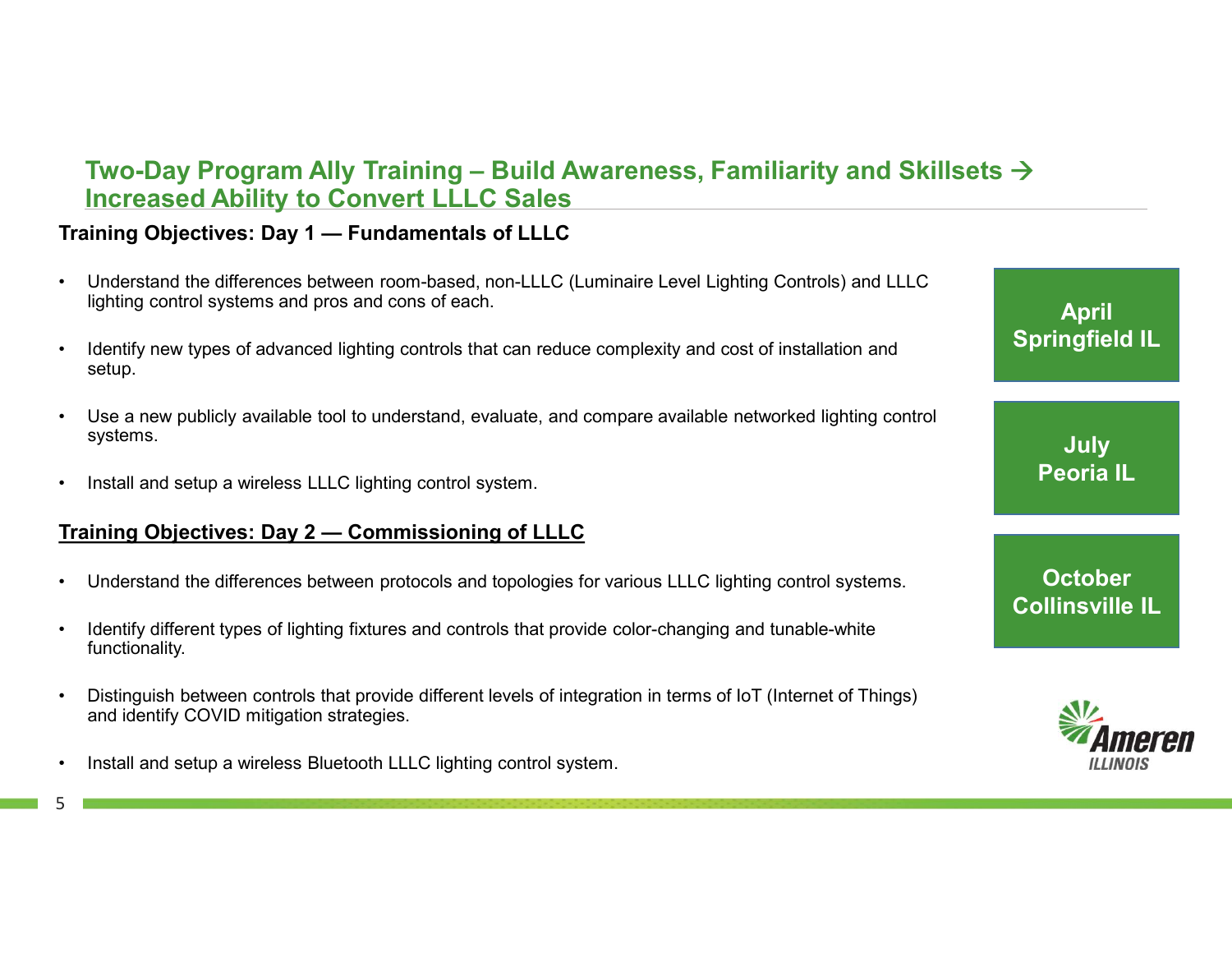## Two-Day Program Ally Training – Build Awareness, Familiarity and Skillsets → Increased Ability to Convert LLLC Sales

**Training Objectives: Day 1 — Fundamentals of LLLC**

- Understand the differences between room-based, non-LLLC (Luminaire Level Lighting Controls) and LLLC lighting control systems and pros and cons of each.
- Identify new types of advanced lighting controls that can reduce complexity and cost of installation and setup.
- Use a new publicly available tool to understand, evaluate, and compare available networked lighting control systems.
- Install and setup a wireless LLLC lighting control system.

**Training Objectives: Day 2 — Commissioning of LLLC**

- Understand the differences between protocols and topologies for various LLLC lighting control systems.
- Identify different types of lighting fixtures and controls that provide color-changing and tunable-white functionality.
- Distinguish between controls that provide different levels of integration in terms of IoT (Internet of Things) and identify COVID mitigation strategies.
- Install and setup a wireless Bluetooth LLLC lighting control system.

**April**
**Springfield IL**

**July**
**Peoria IL**

**October**
**Collinsville IL**

Ameren ILLINOIS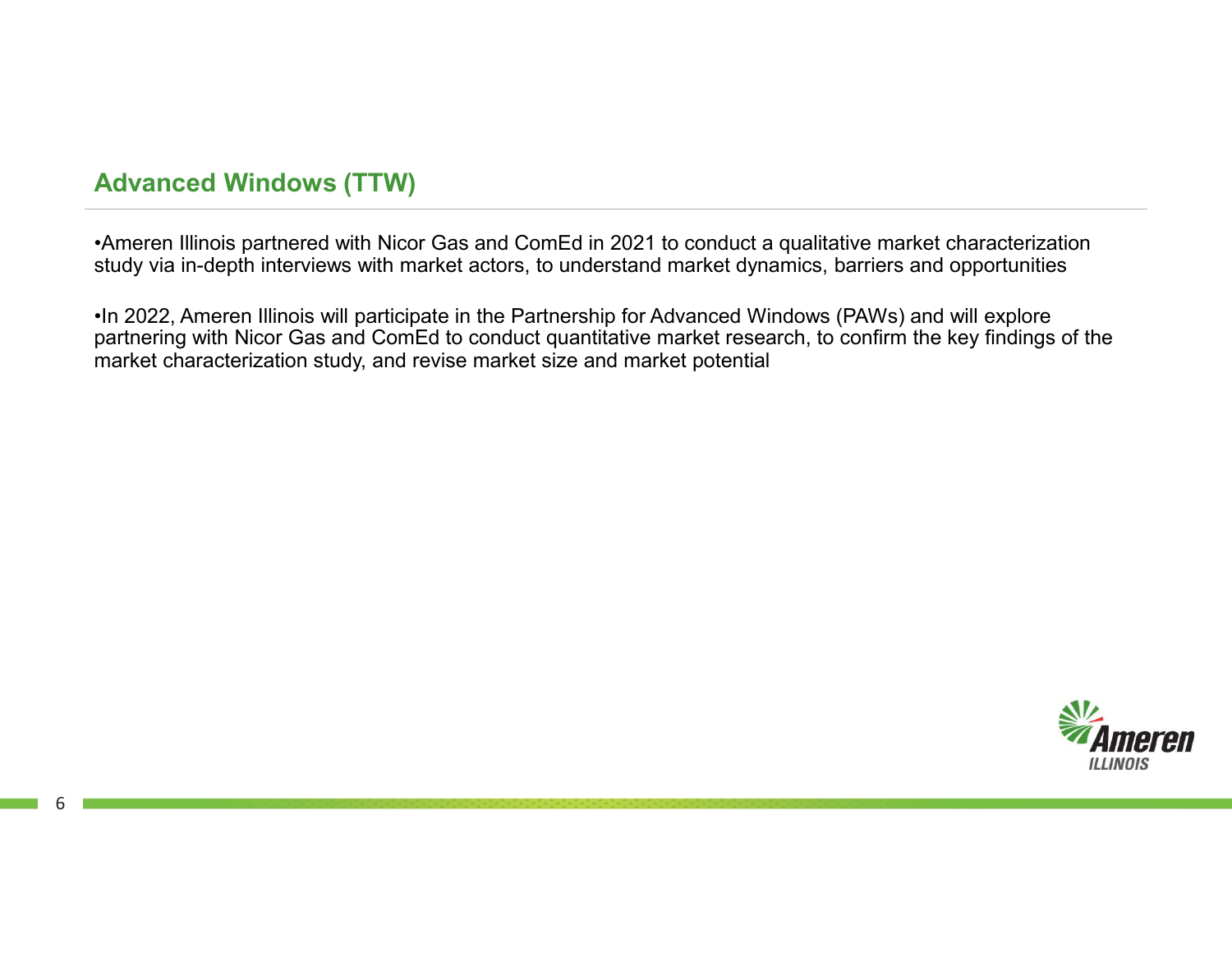## Advanced Windows (TTW)

- Ameren Illinois partnered with Nicor Gas and ComEd in 2021 to conduct a qualitative market characterization study via in-depth interviews with market actors, to understand market dynamics, barriers and opportunities

- In 2022, Ameren Illinois will participate in the Partnership for Advanced Windows (PAWs) and will explore partnering with Nicor Gas and ComEd to conduct quantitative market research, to confirm the key findings of the market characterization study, and revise market size and market potential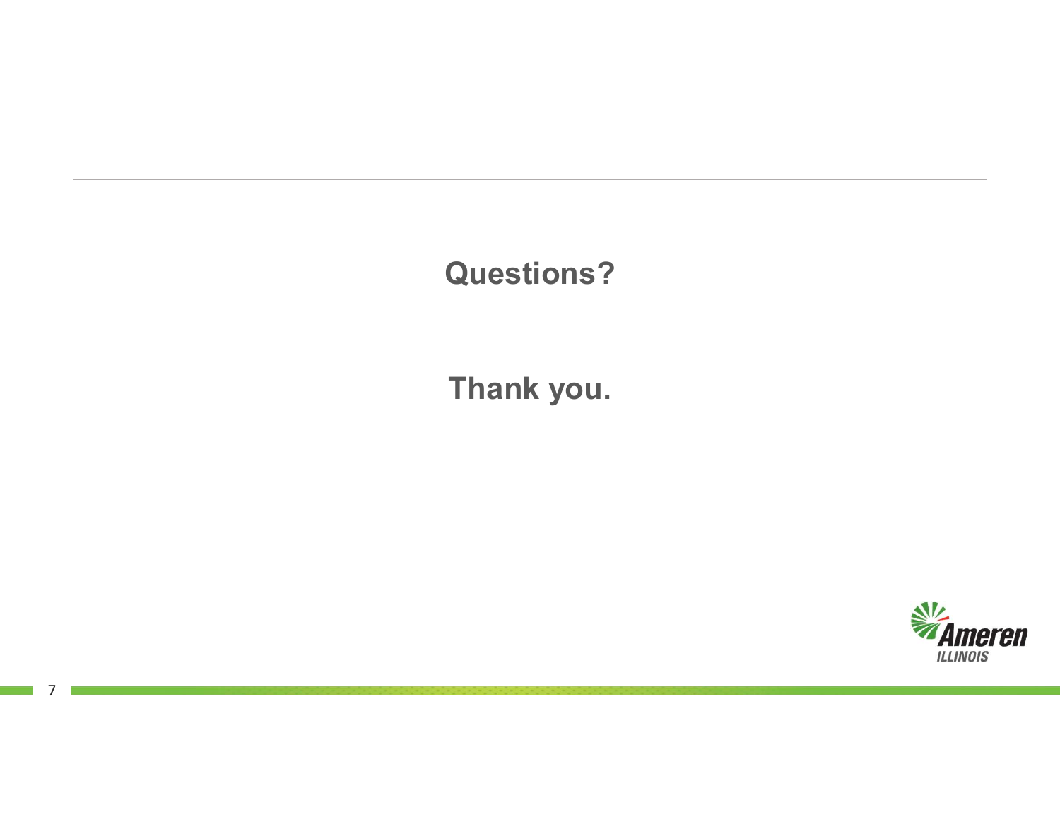**Questions?**

**Thank you.**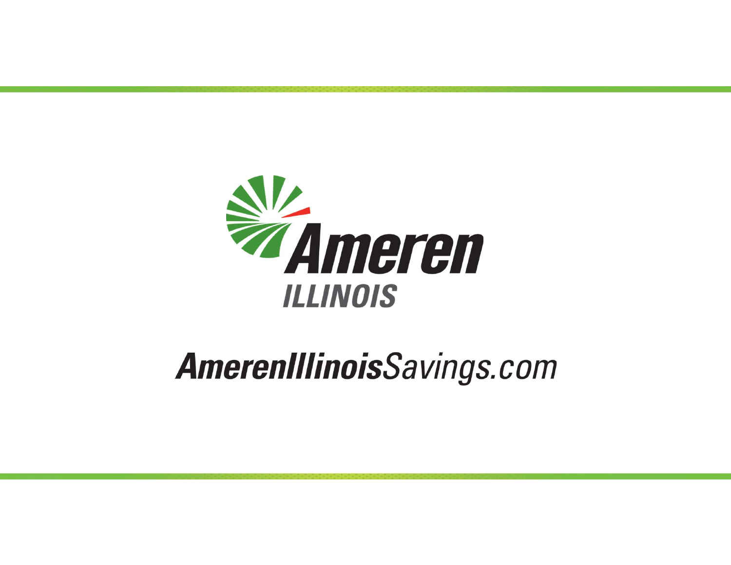Ameren

ILLINOIS

AmerenIllinoisSavings.com